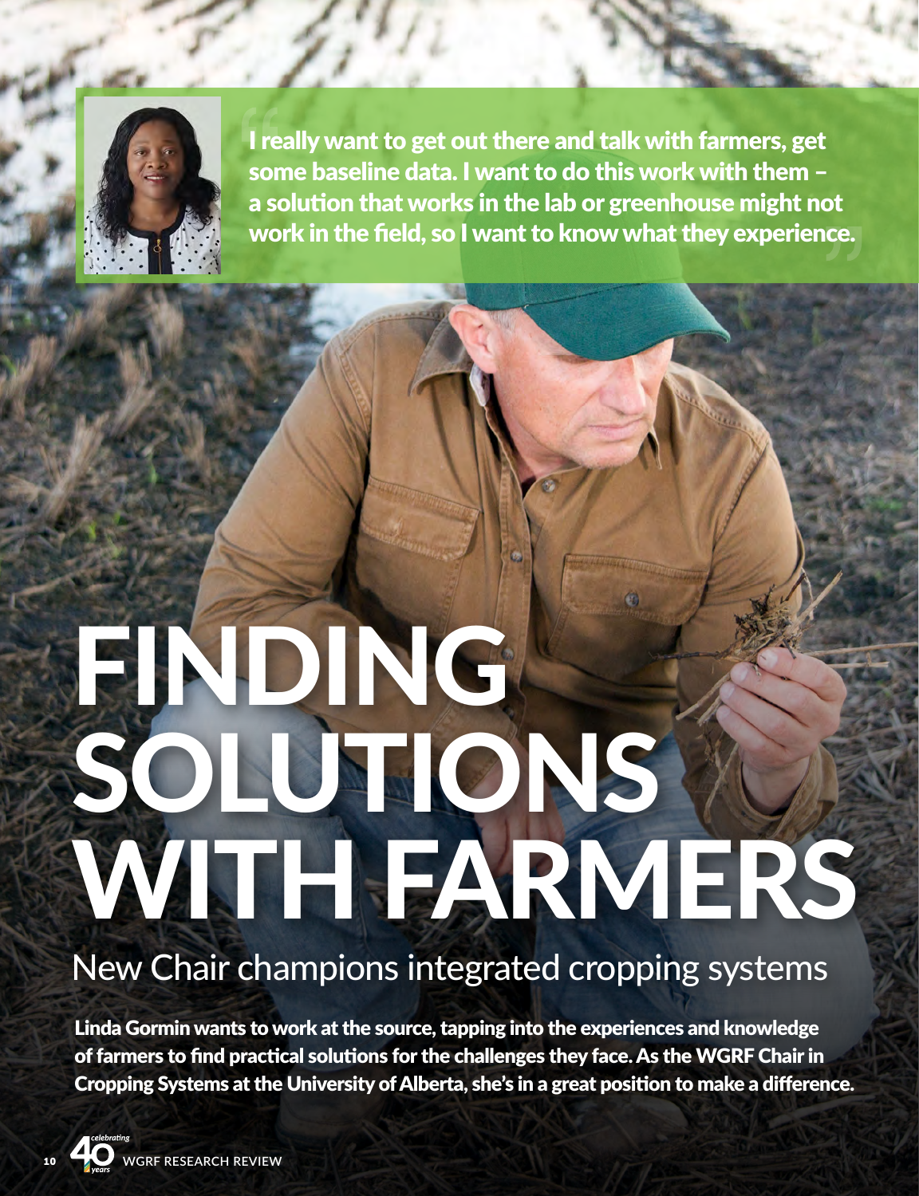> I really want to get out there and talk with farmers, get some baseline data. I want to do this work with them – a solution that works in the lab or greenhouse might not work in the field, so I want to know what they experience.

# FINDING SOLUTIONS WITH FARMERS

## New Chair champions integrated cropping systems

**Linda Gormin wants to work at the source, tapping into the experiences and knowledge of farmers to find practical solutions for the challenges they face. As the WGRF Chair in Cropping Systems at the University of Alberta, she's in a great position to make a difference.**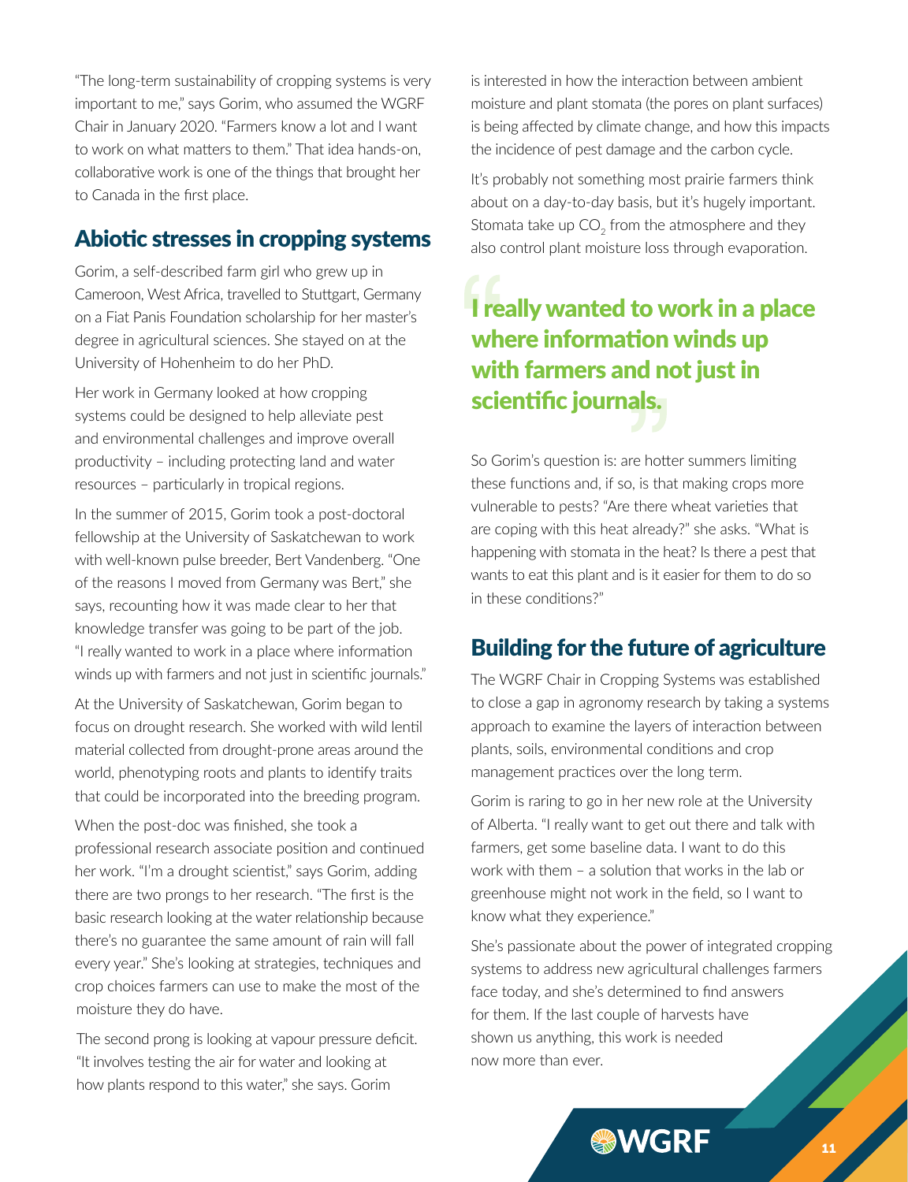"The long-term sustainability of cropping systems is very important to me," says Gorim, who assumed the WGRF Chair in January 2020. "Farmers know a lot and I want to work on what matters to them." That idea hands-on, collaborative work is one of the things that brought her to Canada in the first place.

## Abiotic stresses in cropping systems

Gorim, a self-described farm girl who grew up in Cameroon, West Africa, travelled to Stuttgart, Germany on a Fiat Panis Foundation scholarship for her master's degree in agricultural sciences. She stayed on at the University of Hohenheim to do her PhD.

Her work in Germany looked at how cropping systems could be designed to help alleviate pest and environmental challenges and improve overall productivity – including protecting land and water resources – particularly in tropical regions.

In the summer of 2015, Gorim took a post-doctoral fellowship at the University of Saskatchewan to work with well-known pulse breeder, Bert Vandenberg. "One of the reasons I moved from Germany was Bert," she says, recounting how it was made clear to her that knowledge transfer was going to be part of the job. "I really wanted to work in a place where information winds up with farmers and not just in scientific journals."

At the University of Saskatchewan, Gorim began to focus on drought research. She worked with wild lentil material collected from drought-prone areas around the world, phenotyping roots and plants to identify traits that could be incorporated into the breeding program.

When the post-doc was finished, she took a professional research associate position and continued her work. "I'm a drought scientist," says Gorim, adding there are two prongs to her research. "The first is the basic research looking at the water relationship because there's no guarantee the same amount of rain will fall every year." She's looking at strategies, techniques and crop choices farmers can use to make the most of the moisture they do have.

The second prong is looking at vapour pressure deficit. "It involves testing the air for water and looking at how plants respond to this water," she says. Gorim is interested in how the interaction between ambient moisture and plant stomata (the pores on plant surfaces) is being affected by climate change, and how this impacts the incidence of pest damage and the carbon cycle.

It's probably not something most prairie farmers think about on a day-to-day basis, but it's hugely important. Stomata take up $CO_2$ from the atmosphere and they also control plant moisture loss through evaporation.

> **"I really wanted to work in a place where information winds up with farmers and not just in scientific journals."**

So Gorim's question is: are hotter summers limiting these functions and, if so, is that making crops more vulnerable to pests? "Are there wheat varieties that are coping with this heat already?" she asks. "What is happening with stomata in the heat? Is there a pest that wants to eat this plant and is it easier for them to do so in these conditions?"

## Building for the future of agriculture

The WGRF Chair in Cropping Systems was established to close a gap in agronomy research by taking a systems approach to examine the layers of interaction between plants, soils, environmental conditions and crop management practices over the long term.

Gorim is raring to go in her new role at the University of Alberta. "I really want to get out there and talk with farmers, get some baseline data. I want to do this work with them – a solution that works in the lab or greenhouse might not work in the field, so I want to know what they experience."

She's passionate about the power of integrated cropping systems to address new agricultural challenges farmers face today, and she's determined to find answers for them. If the last couple of harvests have shown us anything, this work is needed now more than ever.

WGRF